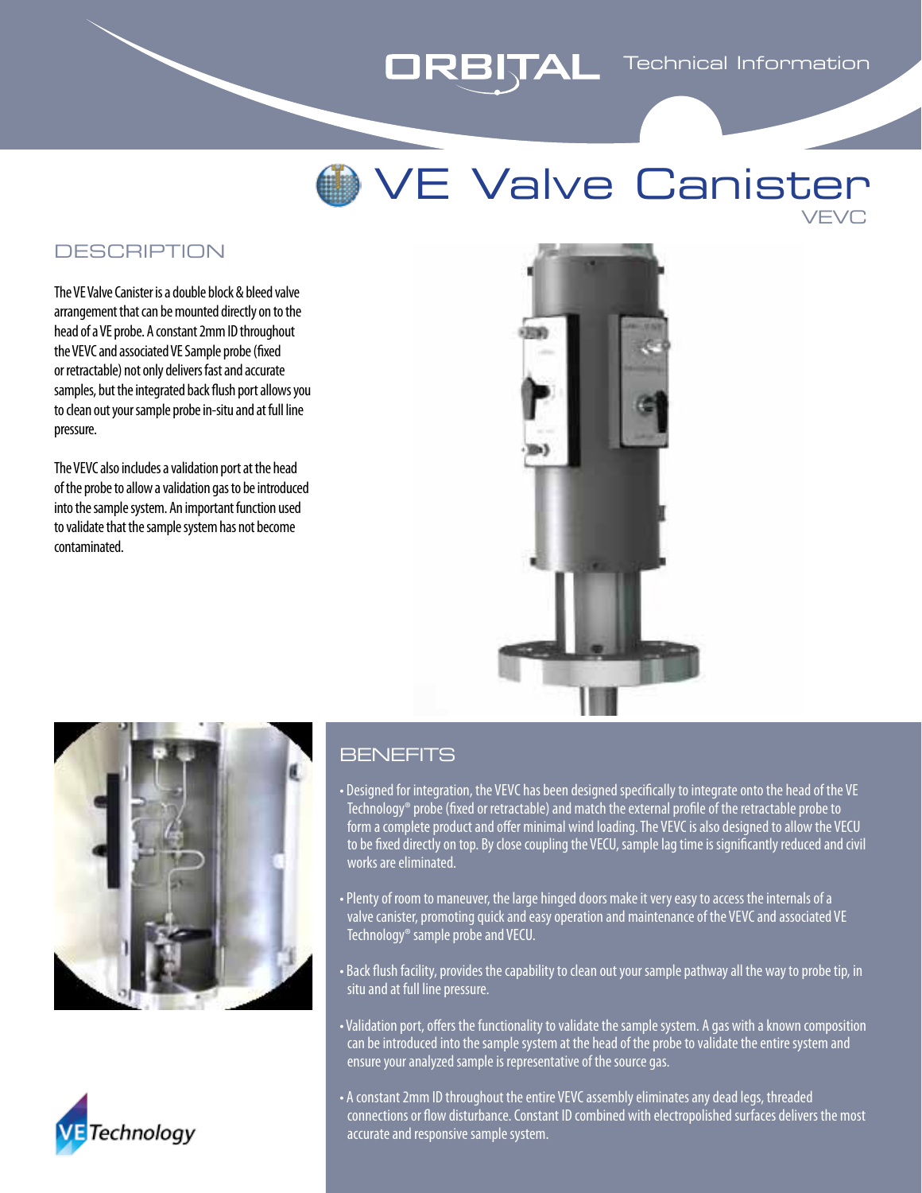ORBITAL Technical Information

# VE Valve Canister

VEVC

## DESCRIPTION

The VE Valve Canister is a double block & bleed valve arrangement that can be mounted directly on to the head of a VE probe. A constant 2mm ID throughout the VEVC and associated VE Sample probe (fixed or retractable) not only delivers fast and accurate samples, but the integrated back flush port allows you to clean out your sample probe in-situ and at full line pressure.

The VEVC also includes a validation port at the head of the probe to allow a validation gas to be introduced into the sample system. An important function used to validate that the sample system has not become contaminated.

## BENEFITS

- Designed for integration, the VEVC has been designed specifically to integrate onto the head of the VE Technology® probe (fixed or retractable) and match the external profile of the retractable probe to form a complete product and offer minimal wind loading. The VEVC is also designed to allow the VECU to be fixed directly on top. By close coupling the VECU, sample lag time is significantly reduced and civil works are eliminated.
- Plenty of room to maneuver, the large hinged doors make it very easy to access the internals of a valve canister, promoting quick and easy operation and maintenance of the VEVC and associated VE Technology® sample probe and VECU.
- Back flush facility, provides the capability to clean out your sample pathway all the way to probe tip, in situ and at full line pressure.
- Validation port, offers the functionality to validate the sample system. A gas with a known composition can be introduced into the sample system at the head of the probe to validate the entire system and ensure your analyzed sample is representative of the source gas.
- A constant 2mm ID throughout the entire VEVC assembly eliminates any dead legs, threaded connections or flow disturbance. Constant ID combined with electropolished surfaces delivers the most accurate and responsive sample system.

VE Technology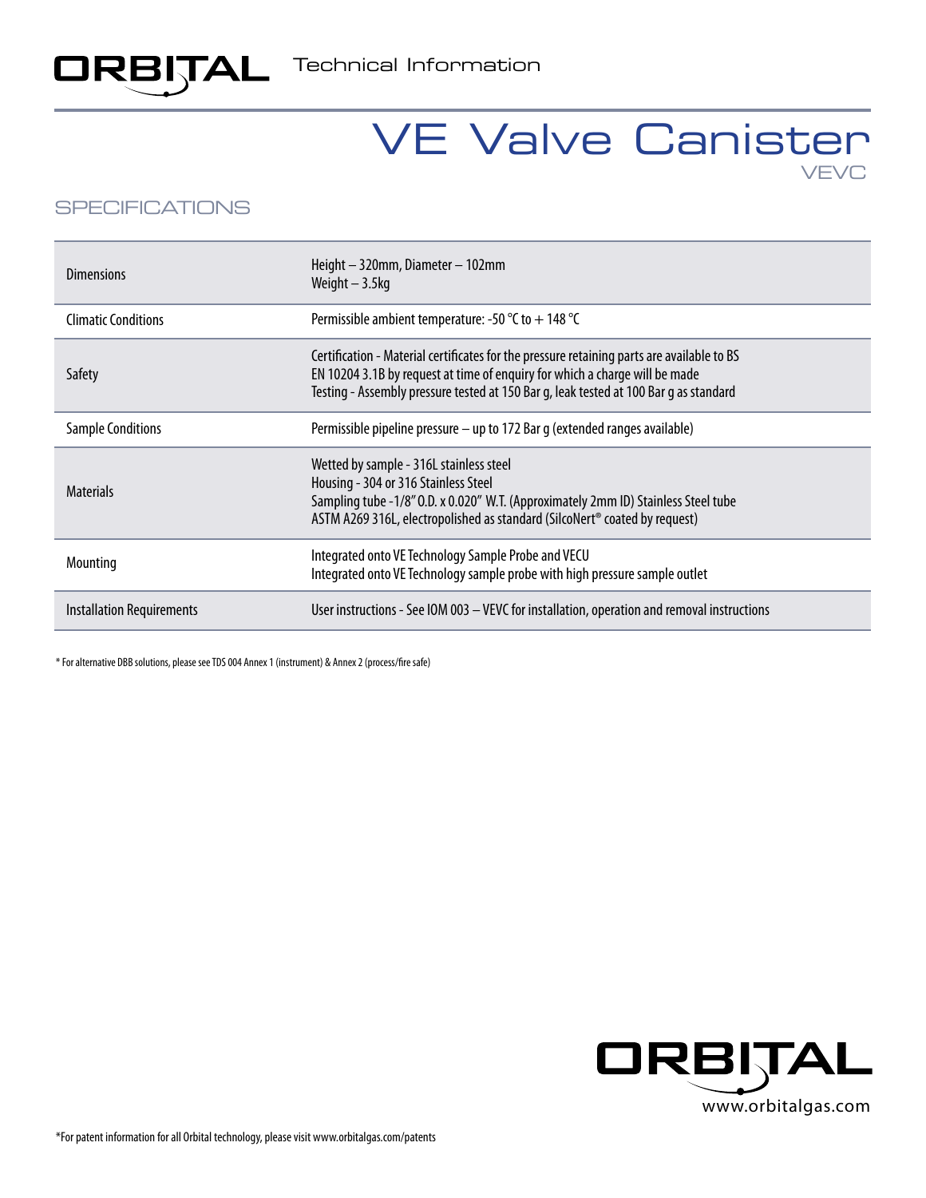# VE Valve Canister

VEVC

## SPECIFICATIONS

| | |
|---|---|
| Dimensions | Height – 320mm, Diameter – 102mm<br>Weight – 3.5kg |
| Climatic Conditions | Permissible ambient temperature: -50 °C to + 148 °C |
| Safety | Certification - Material certificates for the pressure retaining parts are available to BS EN 10204 3.1B by request at time of enquiry for which a charge will be made<br>Testing - Assembly pressure tested at 150 Bar g, leak tested at 100 Bar g as standard |
| Sample Conditions | Permissible pipeline pressure – up to 172 Bar g (extended ranges available) |
| Materials | Wetted by sample - 316L stainless steel<br>Housing - 304 or 316 Stainless Steel<br>Sampling tube -1/8" O.D. x 0.020" W.T. (Approximately 2mm ID) Stainless Steel tube ASTM A269 316L, electropolished as standard (SilcoNert® coated by request) |
| Mounting | Integrated onto VE Technology Sample Probe and VECU<br>Integrated onto VE Technology sample probe with high pressure sample outlet |
| Installation Requirements | User instructions - See IOM 003 – VEVC for installation, operation and removal instructions |

* For alternative DBB solutions, please see TDS 004 Annex 1 (instrument) & Annex 2 (process/fire safe)

www.orbitalgas.com

*For patent information for all Orbital technology, please visit www.orbitalgas.com/patents